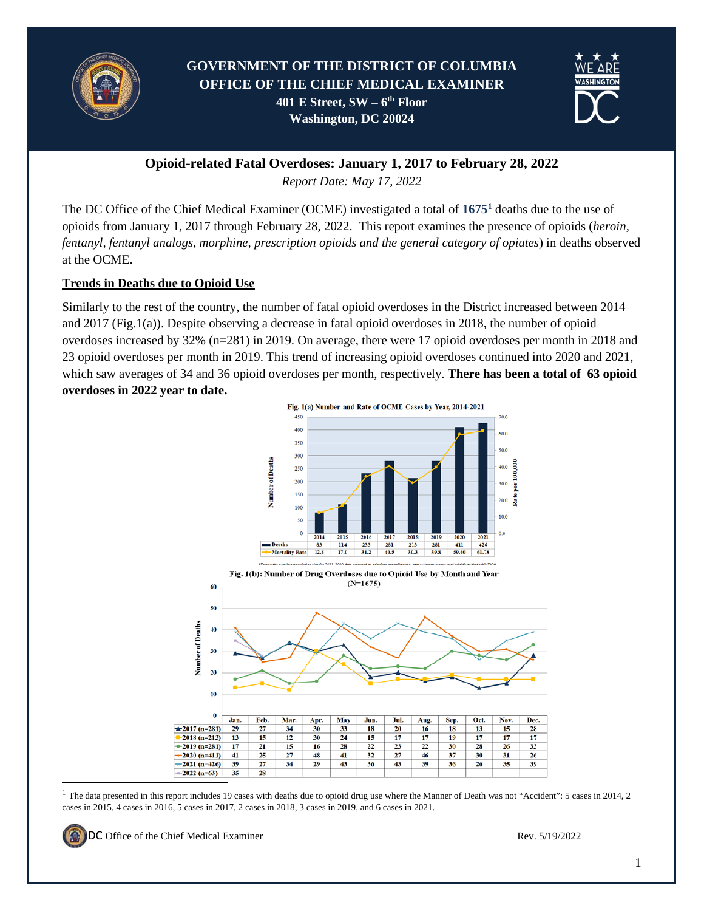# GOVERNMENT OF THE DISTRICT OF COLUMBIA
# OFFICE OF THE CHIEF MEDICAL EXAMINER

**401 E Street, SW – 6th Floor**
**Washington, DC 20024**

## Opioid-related Fatal Overdoses: January 1, 2017 to February 28, 2022

*Report Date: May 17, 2022*

The DC Office of the Chief Medical Examiner (OCME) investigated a total of **1675**[1] deaths due to the use of opioids from January 1, 2017 through February 28, 2022. This report examines the presence of opioids (*heroin, fentanyl, fentanyl analogs, morphine, prescription opioids and the general category of opiates*) in deaths observed at the OCME.

### Trends in Deaths due to Opioid Use

Similarly to the rest of the country, the number of fatal opioid overdoses in the District increased between 2014 and 2017 (Fig.1(a)). Despite observing a decrease in fatal opioid overdoses in 2018, the number of opioid overdoses increased by 32% (n=281) in 2019. On average, there were 17 opioid overdoses per month in 2018 and 23 opioid overdoses per month in 2019. This trend of increasing opioid overdoses continued into 2020 and 2021, which saw averages of 34 and 36 opioid overdoses per month, respectively. **There has been a total of 63 opioid overdoses in 2022 year to date.**

**Fig. 1(a) Number and Rate of OCME Cases by Year, 2014-2021**

| | 2014 | 2015 | 2016 | 2017 | 2018 | 2019 | 2020 | 2021 |
|---|---|---|---|---|---|---|---|---|
| Deaths | 83 | 114 | 233 | 281 | 213 | 281 | 411 | 426 |
| Mortality Rate | 12.6 | 17.0 | 34.2 | 40.5 | 30.3 | 39.8 | 59.60 | 61.78 |

**Fig. 1(b): Number of Drug Overdoses due to Opioid Use by Month and Year (N=1675)**

| | Jan. | Feb. | Mar. | Apr. | May | Jun. | Jul. | Aug. | Sep. | Oct. | Nov. | Dec. |
|---|---|---|---|---|---|---|---|---|---|---|---|---|
| 2017 (n=281) | 29 | 27 | 34 | 30 | 33 | 18 | 20 | 16 | 18 | 13 | 15 | 28 |
| 2018 (n=213) | 13 | 15 | 12 | 30 | 24 | 15 | 17 | 17 | 19 | 17 | 17 | 17 |
| 2019 (n=281) | 17 | 21 | 15 | 16 | 28 | 22 | 23 | 22 | 30 | 28 | 26 | 33 |
| 2020 (n=411) | 41 | 25 | 27 | 48 | 41 | 32 | 27 | 46 | 37 | 30 | 31 | 26 |
| 2021 (n=426) | 39 | 27 | 34 | 29 | 43 | 36 | 43 | 39 | 36 | 26 | 35 | 39 |
| 2022 (n=63) | 35 | 28 | | | | | | | | | | |

[1] The data presented in this report includes 19 cases with deaths due to opioid drug use where the Manner of Death was not "Accident": 5 cases in 2014, 2 cases in 2015, 4 cases in 2016, 5 cases in 2017, 2 cases in 2018, 3 cases in 2019, and 6 cases in 2021.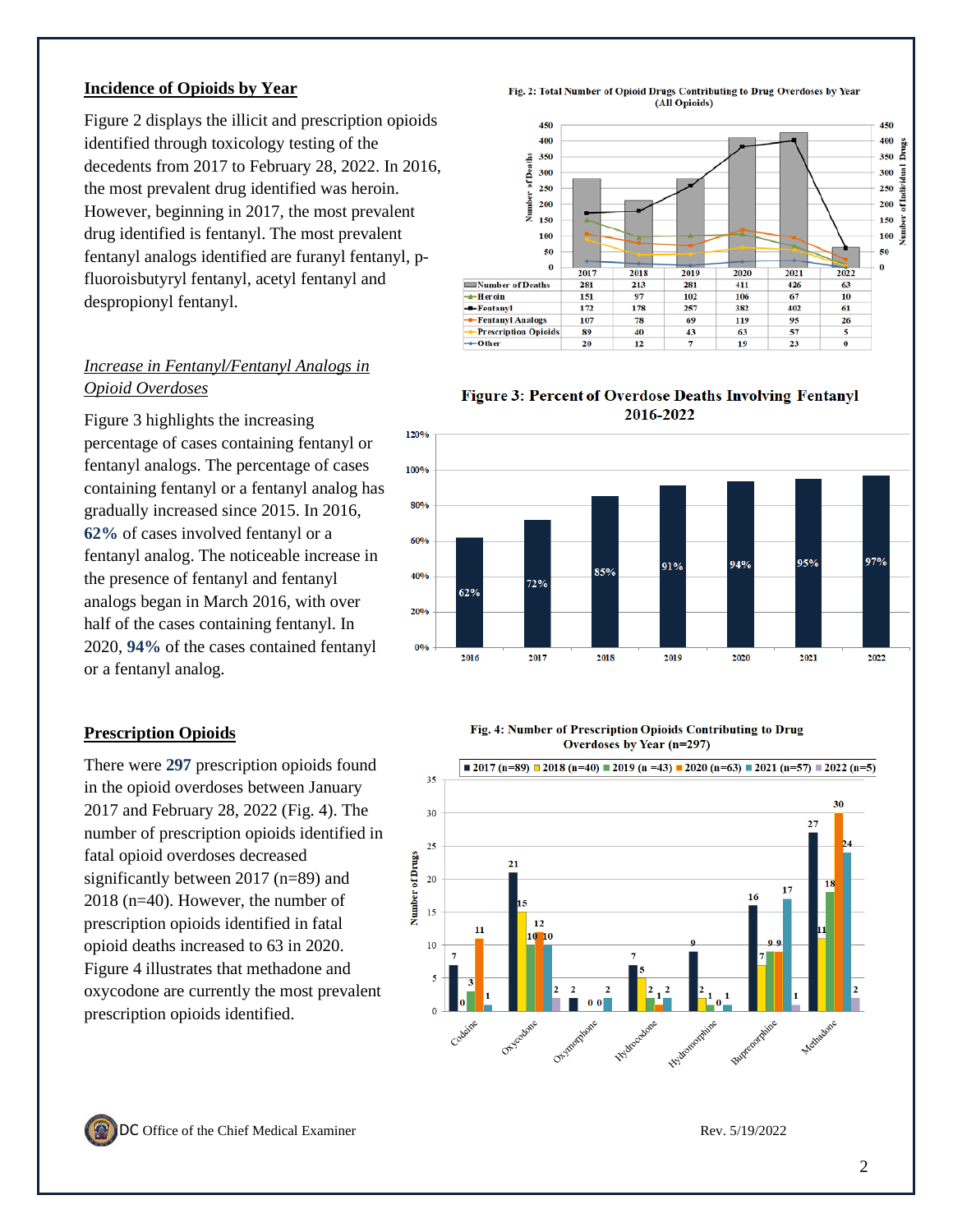## Incidence of Opioids by Year

Figure 2 displays the illicit and prescription opioids identified through toxicology testing of the decedents from 2017 to February 28, 2022. In 2016, the most prevalent drug identified was heroin. However, beginning in 2017, the most prevalent drug identified is fentanyl. The most prevalent fentanyl analogs identified are furanyl fentanyl, p-fluoroisbutyryl fentanyl, acetyl fentanyl and despropionyl fentanyl.

**Fig. 2: Total Number of Opioid Drugs Contributing to Drug Overdoses by Year (All Opioids)**

| | 2017 | 2018 | 2019 | 2020 | 2021 | 2022 |
|---|---|---|---|---|---|---|
| Number of Deaths | 281 | 213 | 281 | 411 | 426 | 63 |
| Heroin | 151 | 97 | 102 | 106 | 67 | 10 |
| Fentanyl | 172 | 178 | 257 | 382 | 402 | 61 |
| Fentanyl Analogs | 107 | 78 | 69 | 119 | 95 | 26 |
| Prescription Opioids | 89 | 40 | 43 | 63 | 57 | 5 |
| Other | 20 | 12 | 7 | 19 | 23 | 0 |

### *Increase in Fentanyl/Fentanyl Analogs in Opioid Overdoses*

Figure 3 highlights the increasing percentage of cases containing fentanyl or fentanyl analogs. The percentage of cases containing fentanyl or a fentanyl analog has gradually increased since 2015. In 2016, **62%** of cases involved fentanyl or a fentanyl analog. The noticeable increase in the presence of fentanyl and fentanyl analogs began in March 2016, with over half of the cases containing fentanyl. In 2020, **94%** of the cases contained fentanyl or a fentanyl analog.

**Figure 3: Percent of Overdose Deaths Involving Fentanyl 2016-2022**

| 2016 | 2017 | 2018 | 2019 | 2020 | 2021 | 2022 |
|---|---|---|---|---|---|---|
| 62% | 72% | 85% | 91% | 94% | 95% | 97% |

## Prescription Opioids

There were **297** prescription opioids found in the opioid overdoses between January 2017 and February 28, 2022 (Fig. 4). The number of prescription opioids identified in fatal opioid overdoses decreased significantly between 2017 (n=89) and 2018 (n=40). However, the number of prescription opioids identified in fatal opioid deaths increased to 63 in 2020. Figure 4 illustrates that methadone and oxycodone are currently the most prevalent prescription opioids identified.

**Fig. 4: Number of Prescription Opioids Contributing to Drug Overdoses by Year (n=297)**

| | 2017 (n=89) | 2018 (n=40) | 2019 (n =43) | 2020 (n=63) | 2021 (n=57) | 2022 (n=5) |
|---|---|---|---|---|---|---|
| Codeine | 7 | 0 | 3 | 11 | 1 | |
| Oxycodone | 21 | 15 | 10 | 12 | 10 | 2 |
| Oxymorphone | 2 | | | 0 | 0 | 2 |
| Hydrocodone | 7 | 5 | 2 | 1 | 2 | |
| Hydromorphone | 9 | 2 | 1 | 0 | 1 | |
| Buprenorphine | 16 | 7 | 9 | 9 | 17 | 1 |
| Methadone | 27 | 11 | 18 | 30 | 24 | 2 |

DC Office of the Chief Medical Examiner

Rev. 5/19/2022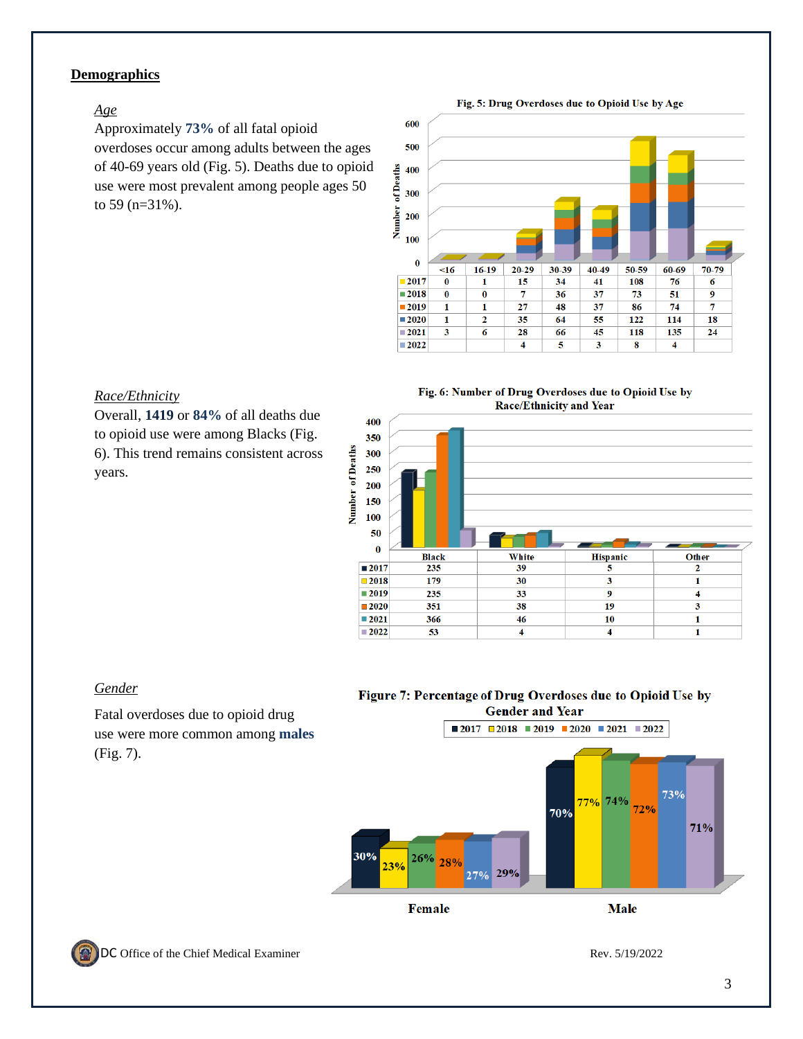## Demographics

*Age*

Approximately **73%** of all fatal opioid overdoses occur among adults between the ages of 40-69 years old (Fig. 5). Deaths due to opioid use were most prevalent among people ages 50 to 59 (n=31%).

**Fig. 5: Drug Overdoses due to Opioid Use by Age**

| | <16 | 16-19 | 20-29 | 30-39 | 40-49 | 50-59 | 60-69 | 70-79 |
|---|---|---|---|---|---|---|---|---|
| 2017 | 0 | 1 | 15 | 34 | 41 | 108 | 76 | 6 |
| 2018 | 0 | 0 | 7 | 36 | 37 | 73 | 51 | 9 |
| 2019 | 1 | 1 | 27 | 48 | 37 | 86 | 74 | 7 |
| 2020 | 1 | 2 | 35 | 64 | 55 | 122 | 114 | 18 |
| 2021 | 3 | 6 | 28 | 66 | 45 | 118 | 135 | 24 |
| 2022 | | | 4 | 5 | 3 | 8 | 4 | |

*Race/Ethnicity*

Overall, **1419** or **84%** of all deaths due to opioid use were among Blacks (Fig. 6). This trend remains consistent across years.

**Fig. 6: Number of Drug Overdoses due to Opioid Use by Race/Ethnicity and Year**

| | Black | White | Hispanic | Other |
|---|---|---|---|---|
| 2017 | 235 | 39 | 5 | 2 |
| 2018 | 179 | 30 | 3 | 1 |
| 2019 | 235 | 33 | 9 | 4 |
| 2020 | 351 | 38 | 19 | 3 |
| 2021 | 366 | 46 | 10 | 1 |
| 2022 | 53 | 4 | 4 | 1 |

*Gender*

Fatal overdoses due to opioid drug use were more common among **males** (Fig. 7).

**Figure 7: Percentage of Drug Overdoses due to Opioid Use by Gender and Year**

| | 2017 | 2018 | 2019 | 2020 | 2021 | 2022 |
|---|---|---|---|---|---|---|
| Female | 30% | 23% | 26% | 28% | 27% | 29% |
| Male | 70% | 77% | 74% | 72% | 73% | 71% |

DC Office of the Chief Medical Examiner

Rev. 5/19/2022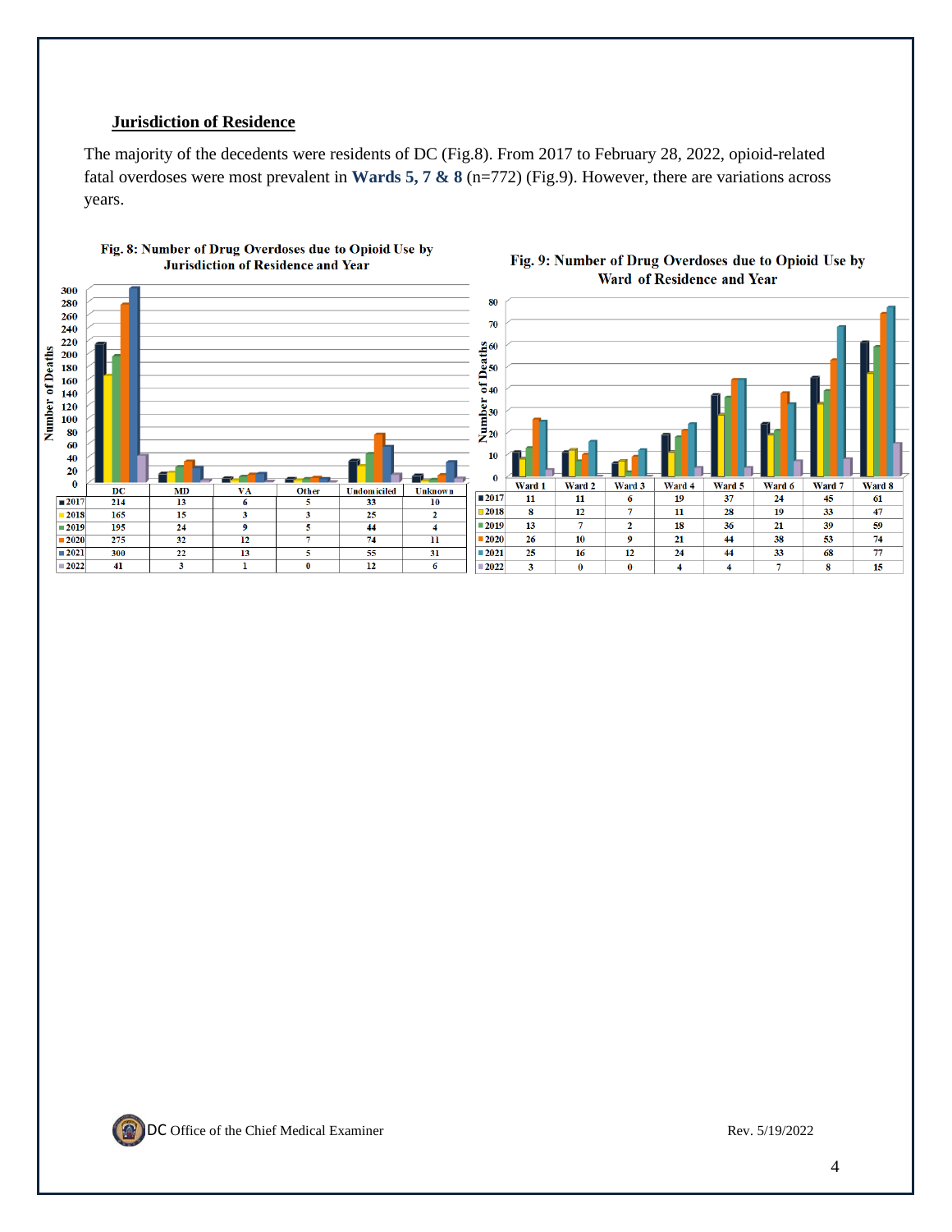## Jurisdiction of Residence

The majority of the decedents were residents of DC (Fig.8). From 2017 to February 28, 2022, opioid-related fatal overdoses were most prevalent in **Wards 5, 7 & 8** (n=772) (Fig.9). However, there are variations across years.

**Fig. 8: Number of Drug Overdoses due to Opioid Use by Jurisdiction of Residence and Year**

Number of Deaths

300
280
260
240
220
200
180
160
140
120
100
80
60
40
20
0

| | DC | MD | VA | Other | Undomiciled | Unknown |
|---|---|---|---|---|---|---|
| 2017 | 214 | 13 | 6 | 5 | 33 | 10 |
| 2018 | 165 | 15 | 3 | 3 | 25 | 2 |
| 2019 | 195 | 24 | 9 | 5 | 44 | 4 |
| 2020 | 275 | 32 | 12 | 7 | 74 | 11 |
| 2021 | 300 | 22 | 13 | 5 | 55 | 31 |
| 2022 | 41 | 3 | 1 | 0 | 12 | 6 |

**Fig. 9: Number of Drug Overdoses due to Opioid Use by Ward of Residence and Year**

Number of Deaths

80
70
60
50
40
30
20
10
0

| | Ward 1 | Ward 2 | Ward 3 | Ward 4 | Ward 5 | Ward 6 | Ward 7 | Ward 8 |
|---|---|---|---|---|---|---|---|---|
| 2017 | 11 | 11 | 6 | 19 | 37 | 24 | 45 | 61 |
| 2018 | 8 | 12 | 7 | 11 | 28 | 19 | 33 | 47 |
| 2019 | 13 | 7 | 2 | 18 | 36 | 21 | 39 | 59 |
| 2020 | 26 | 10 | 9 | 21 | 44 | 38 | 53 | 74 |
| 2021 | 25 | 16 | 12 | 24 | 44 | 33 | 68 | 77 |
| 2022 | 3 | 0 | 0 | 4 | 4 | 7 | 8 | 15 |